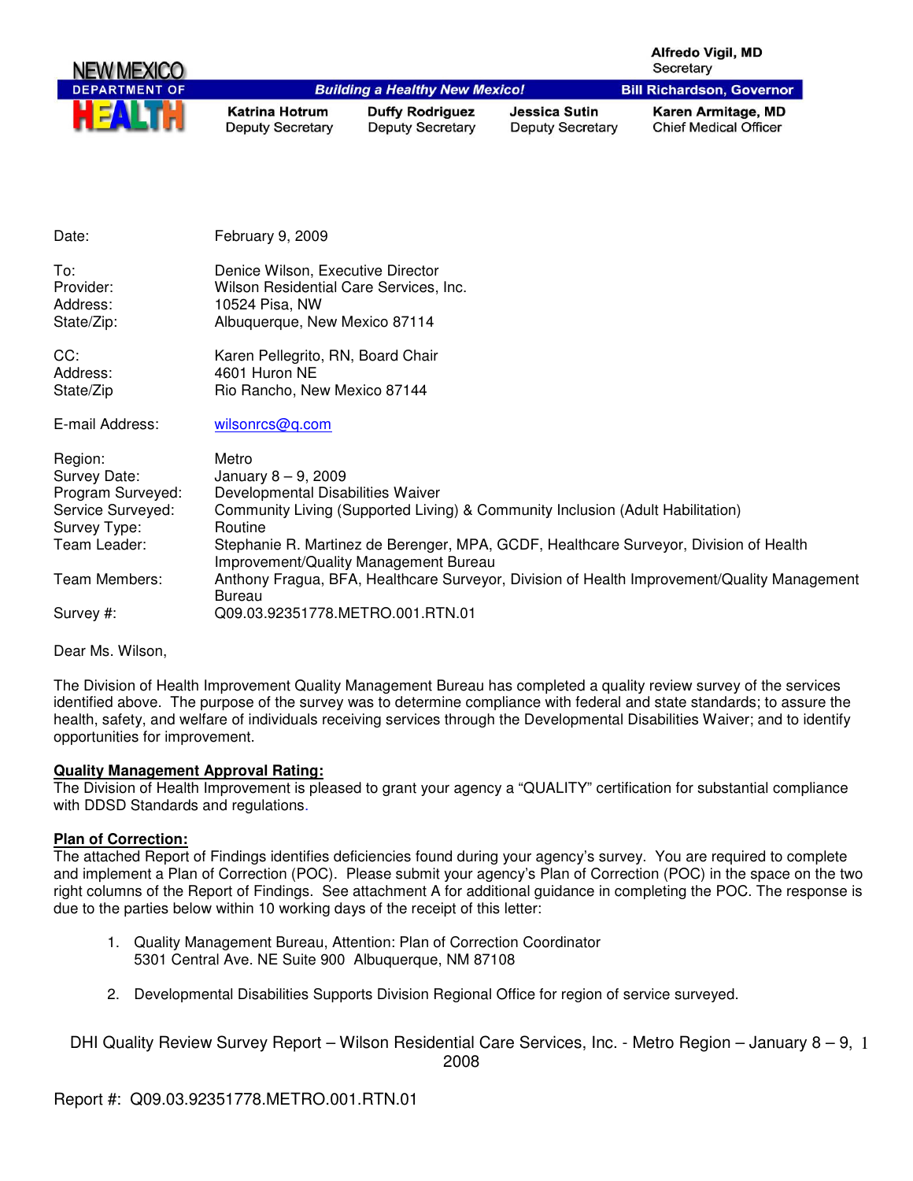NEW MEXICO DEPARTMENT OF HEALTH

Alfredo Vigil, MD
Secretary

*Building a Healthy New Mexico!*

**Bill Richardson, Governor**

| Katrina Hotrum | Duffy Rodriguez | Jessica Sutin | Karen Armitage, MD |
|---|---|---|---|
| Deputy Secretary | Deputy Secretary | Deputy Secretary | Chief Medical Officer |

Date: February 9, 2009

To: Denice Wilson, Executive Director
Provider: Wilson Residential Care Services, Inc.
Address: 10524 Pisa, NW
State/Zip: Albuquerque, New Mexico 87114

CC: Karen Pellegrito, RN, Board Chair
Address: 4601 Huron NE
State/Zip Rio Rancho, New Mexico 87144

E-mail Address: wilsonrcs@q.com

Region: Metro
Survey Date: January 8 – 9, 2009
Program Surveyed: Developmental Disabilities Waiver
Service Surveyed: Community Living (Supported Living) & Community Inclusion (Adult Habilitation)
Survey Type: Routine
Team Leader: Stephanie R. Martinez de Berenger, MPA, GCDF, Healthcare Surveyor, Division of Health Improvement/Quality Management Bureau
Team Members: Anthony Fragua, BFA, Healthcare Surveyor, Division of Health Improvement/Quality Management Bureau
Survey #: Q09.03.92351778.METRO.001.RTN.01

Dear Ms. Wilson,

The Division of Health Improvement Quality Management Bureau has completed a quality review survey of the services identified above. The purpose of the survey was to determine compliance with federal and state standards; to assure the health, safety, and welfare of individuals receiving services through the Developmental Disabilities Waiver; and to identify opportunities for improvement.

**Quality Management Approval Rating:**
The Division of Health Improvement is pleased to grant your agency a "QUALITY" certification for substantial compliance with DDSD Standards and regulations.

**Plan of Correction:**
The attached Report of Findings identifies deficiencies found during your agency's survey. You are required to complete and implement a Plan of Correction (POC). Please submit your agency's Plan of Correction (POC) in the space on the two right columns of the Report of Findings. See attachment A for additional guidance in completing the POC. The response is due to the parties below within 10 working days of the receipt of this letter:

1. Quality Management Bureau, Attention: Plan of Correction Coordinator
   5301 Central Ave. NE Suite 900 Albuquerque, NM 87108

2. Developmental Disabilities Supports Division Regional Office for region of service surveyed.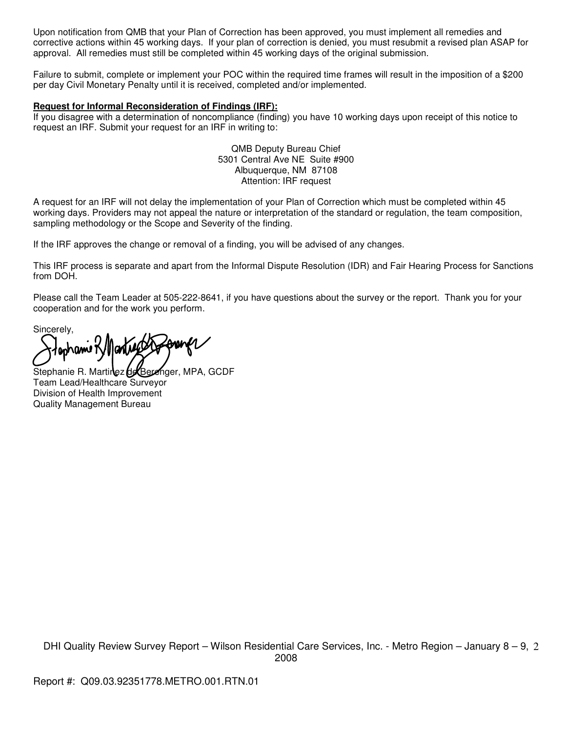Upon notification from QMB that your Plan of Correction has been approved, you must implement all remedies and corrective actions within 45 working days. If your plan of correction is denied, you must resubmit a revised plan ASAP for approval. All remedies must still be completed within 45 working days of the original submission.

Failure to submit, complete or implement your POC within the required time frames will result in the imposition of a $200 per day Civil Monetary Penalty until it is received, completed and/or implemented.

**Request for Informal Reconsideration of Findings (IRF):**

If you disagree with a determination of noncompliance (finding) you have 10 working days upon receipt of this notice to request an IRF. Submit your request for an IRF in writing to:

QMB Deputy Bureau Chief
5301 Central Ave NE Suite #900
Albuquerque, NM 87108
Attention: IRF request

A request for an IRF will not delay the implementation of your Plan of Correction which must be completed within 45 working days. Providers may not appeal the nature or interpretation of the standard or regulation, the team composition, sampling methodology or the Scope and Severity of the finding.

If the IRF approves the change or removal of a finding, you will be advised of any changes.

This IRF process is separate and apart from the Informal Dispute Resolution (IDR) and Fair Hearing Process for Sanctions from DOH.

Please call the Team Leader at 505-222-8641, if you have questions about the survey or the report. Thank you for your cooperation and for the work you perform.

Sincerely,

Stephanie R. Martinez de Berenger, MPA, GCDF
Team Lead/Healthcare Surveyor
Division of Health Improvement
Quality Management Bureau

DHI Quality Review Survey Report – Wilson Residential Care Services, Inc. - Metro Region – January 8 – 9, 2008

Report #: Q09.03.92351778.METRO.001.RTN.01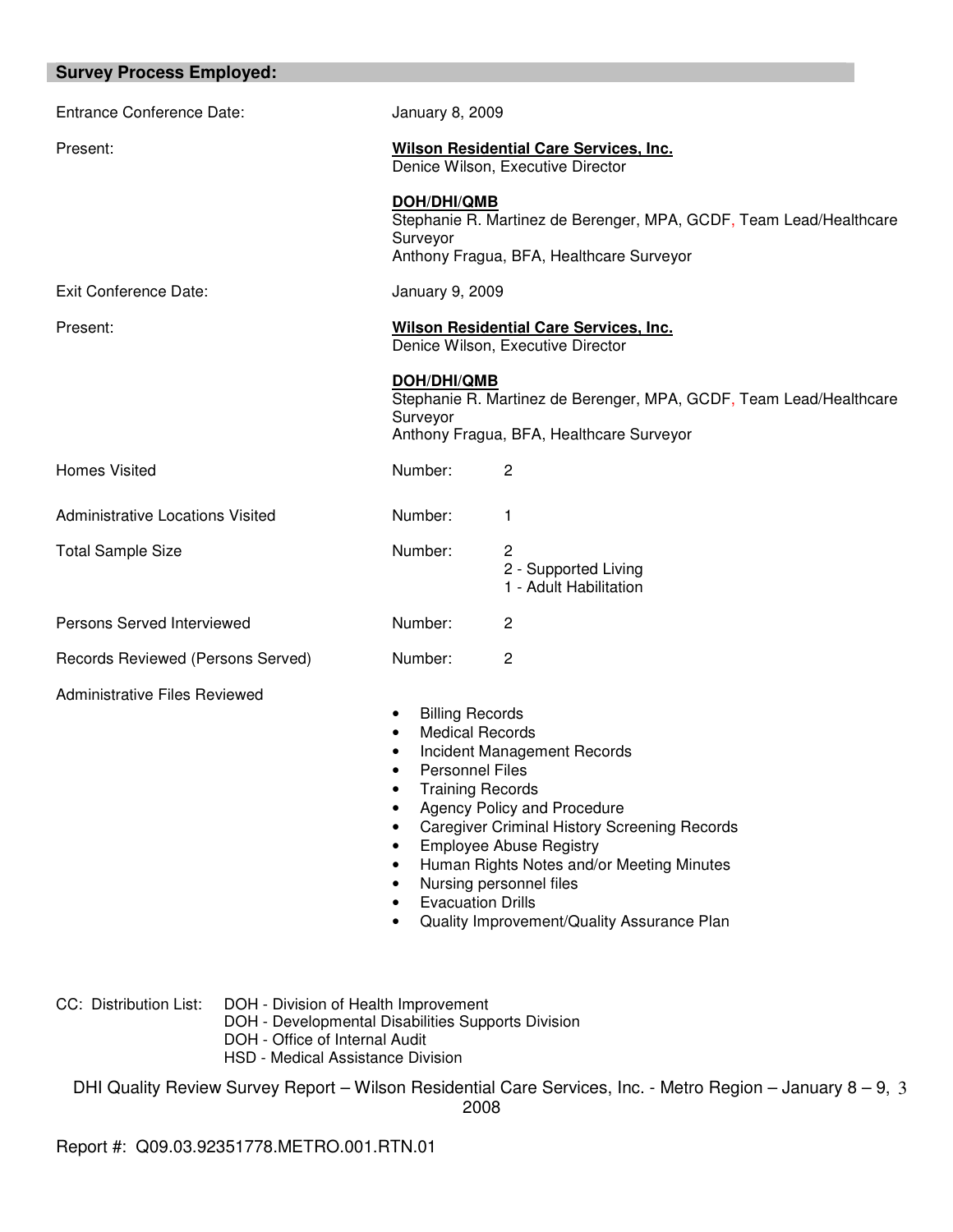## Survey Process Employed:

| | |
|---|---|
| Entrance Conference Date: | January 8, 2009 |
| Present: | **Wilson Residential Care Services, Inc.**<br>Denice Wilson, Executive Director<br><br>**DOH/DHI/QMB**<br>Stephanie R. Martinez de Berenger, MPA, GCDF, Team Lead/Healthcare Surveyor<br>Anthony Fragua, BFA, Healthcare Surveyor |
| Exit Conference Date: | January 9, 2009 |
| Present: | **Wilson Residential Care Services, Inc.**<br>Denice Wilson, Executive Director<br><br>**DOH/DHI/QMB**<br>Stephanie R. Martinez de Berenger, MPA, GCDF, Team Lead/Healthcare Surveyor<br>Anthony Fragua, BFA, Healthcare Surveyor |
| Homes Visited | Number: 2 |
| Administrative Locations Visited | Number: 1 |
| Total Sample Size | Number: 2<br>2 - Supported Living<br>1 - Adult Habilitation |
| Persons Served Interviewed | Number: 2 |
| Records Reviewed (Persons Served) | Number: 2 |

Administrative Files Reviewed

- Billing Records
- Medical Records
- Incident Management Records
- Personnel Files
- Training Records
- Agency Policy and Procedure
- Caregiver Criminal History Screening Records
- Employee Abuse Registry
- Human Rights Notes and/or Meeting Minutes
- Nursing personnel files
- Evacuation Drills
- Quality Improvement/Quality Assurance Plan

CC: Distribution List:
- DOH - Division of Health Improvement
- DOH - Developmental Disabilities Supports Division
- DOH - Office of Internal Audit
- HSD - Medical Assistance Division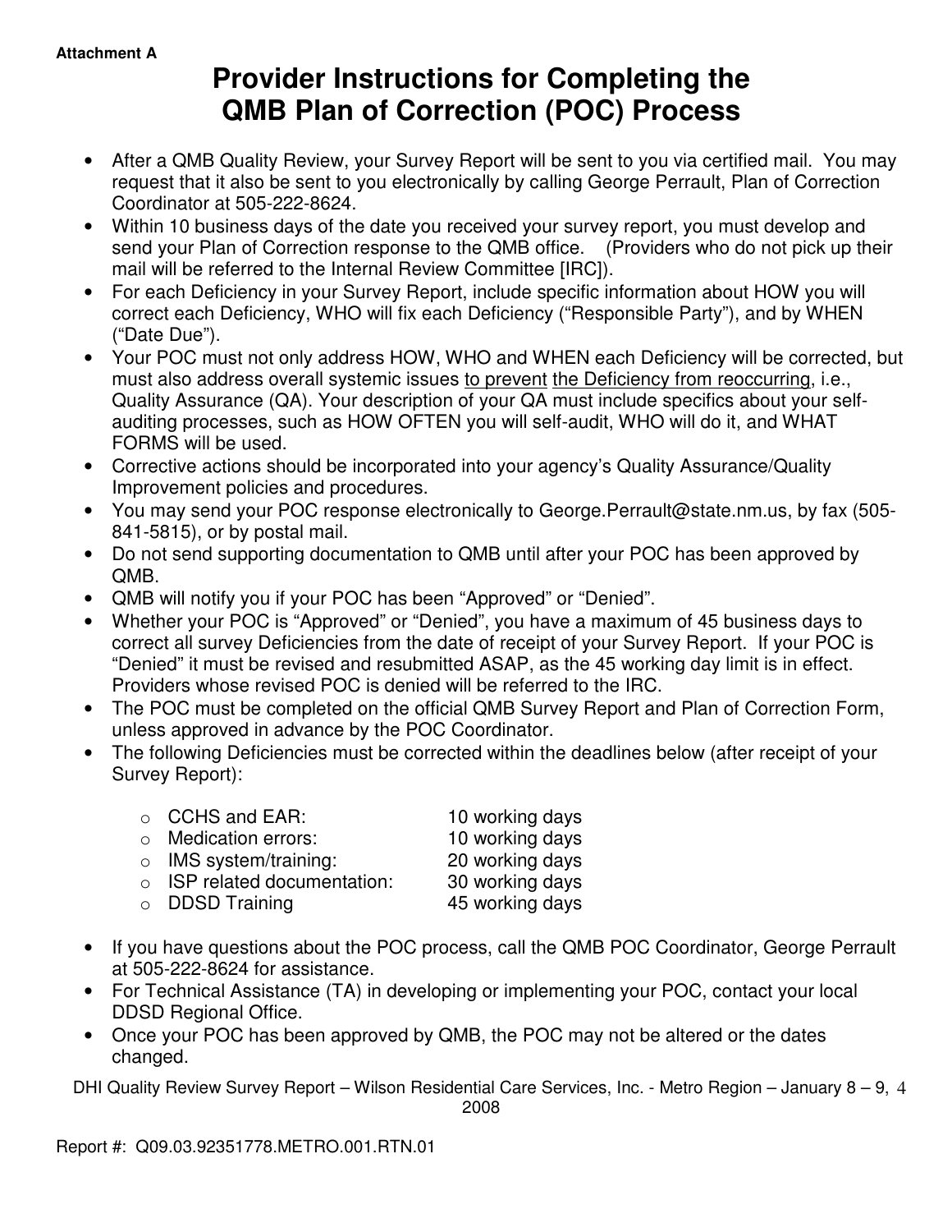Attachment A

# Provider Instructions for Completing the QMB Plan of Correction (POC) Process

- After a QMB Quality Review, your Survey Report will be sent to you via certified mail. You may request that it also be sent to you electronically by calling George Perrault, Plan of Correction Coordinator at 505-222-8624.
- Within 10 business days of the date you received your survey report, you must develop and send your Plan of Correction response to the QMB office. (Providers who do not pick up their mail will be referred to the Internal Review Committee [IRC]).
- For each Deficiency in your Survey Report, include specific information about HOW you will correct each Deficiency, WHO will fix each Deficiency ("Responsible Party"), and by WHEN ("Date Due").
- Your POC must not only address HOW, WHO and WHEN each Deficiency will be corrected, but must also address overall systemic issues to prevent the Deficiency from reoccurring, i.e., Quality Assurance (QA). Your description of your QA must include specifics about your self-auditing processes, such as HOW OFTEN you will self-audit, WHO will do it, and WHAT FORMS will be used.
- Corrective actions should be incorporated into your agency's Quality Assurance/Quality Improvement policies and procedures.
- You may send your POC response electronically to George.Perrault@state.nm.us, by fax (505-841-5815), or by postal mail.
- Do not send supporting documentation to QMB until after your POC has been approved by QMB.
- QMB will notify you if your POC has been "Approved" or "Denied".
- Whether your POC is "Approved" or "Denied", you have a maximum of 45 business days to correct all survey Deficiencies from the date of receipt of your Survey Report. If your POC is "Denied" it must be revised and resubmitted ASAP, as the 45 working day limit is in effect. Providers whose revised POC is denied will be referred to the IRC.
- The POC must be completed on the official QMB Survey Report and Plan of Correction Form, unless approved in advance by the POC Coordinator.
- The following Deficiencies must be corrected within the deadlines below (after receipt of your Survey Report):
  - CCHS and EAR: 10 working days
  - Medication errors: 10 working days
  - IMS system/training: 20 working days
  - ISP related documentation: 30 working days
  - DDSD Training 45 working days
- If you have questions about the POC process, call the QMB POC Coordinator, George Perrault at 505-222-8624 for assistance.
- For Technical Assistance (TA) in developing or implementing your POC, contact your local DDSD Regional Office.
- Once your POC has been approved by QMB, the POC may not be altered or the dates changed.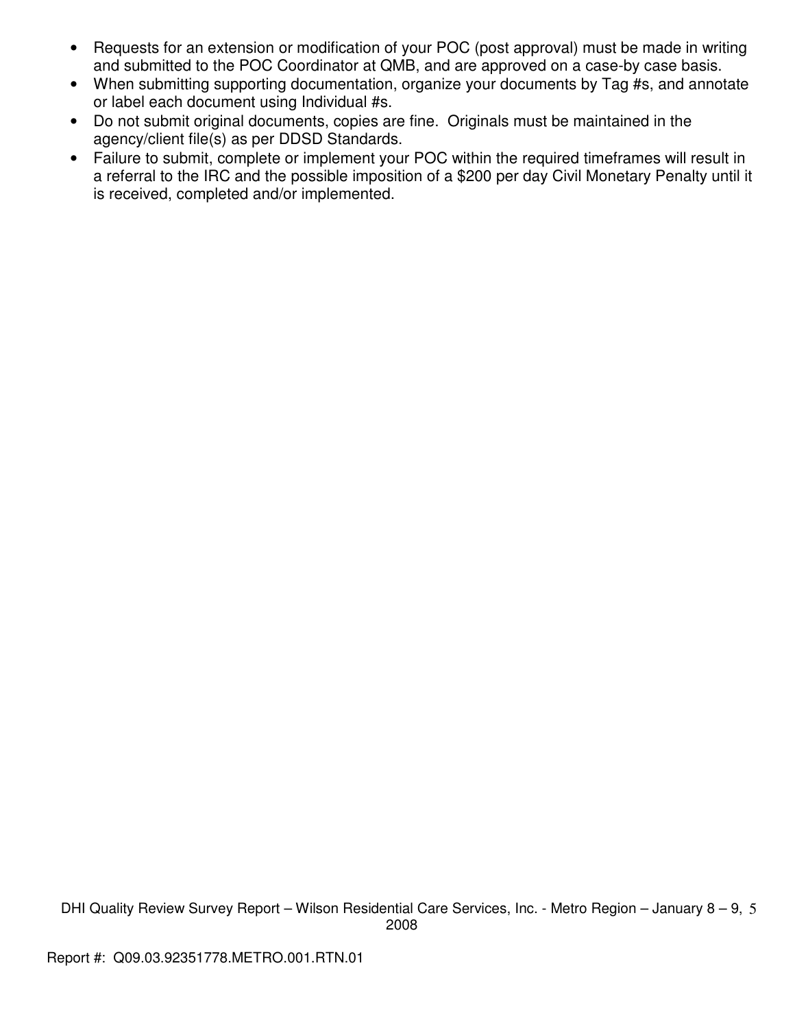- Requests for an extension or modification of your POC (post approval) must be made in writing and submitted to the POC Coordinator at QMB, and are approved on a case-by case basis.
- When submitting supporting documentation, organize your documents by Tag #s, and annotate or label each document using Individual #s.
- Do not submit original documents, copies are fine. Originals must be maintained in the agency/client file(s) as per DDSD Standards.
- Failure to submit, complete or implement your POC within the required timeframes will result in a referral to the IRC and the possible imposition of a $200 per day Civil Monetary Penalty until it is received, completed and/or implemented.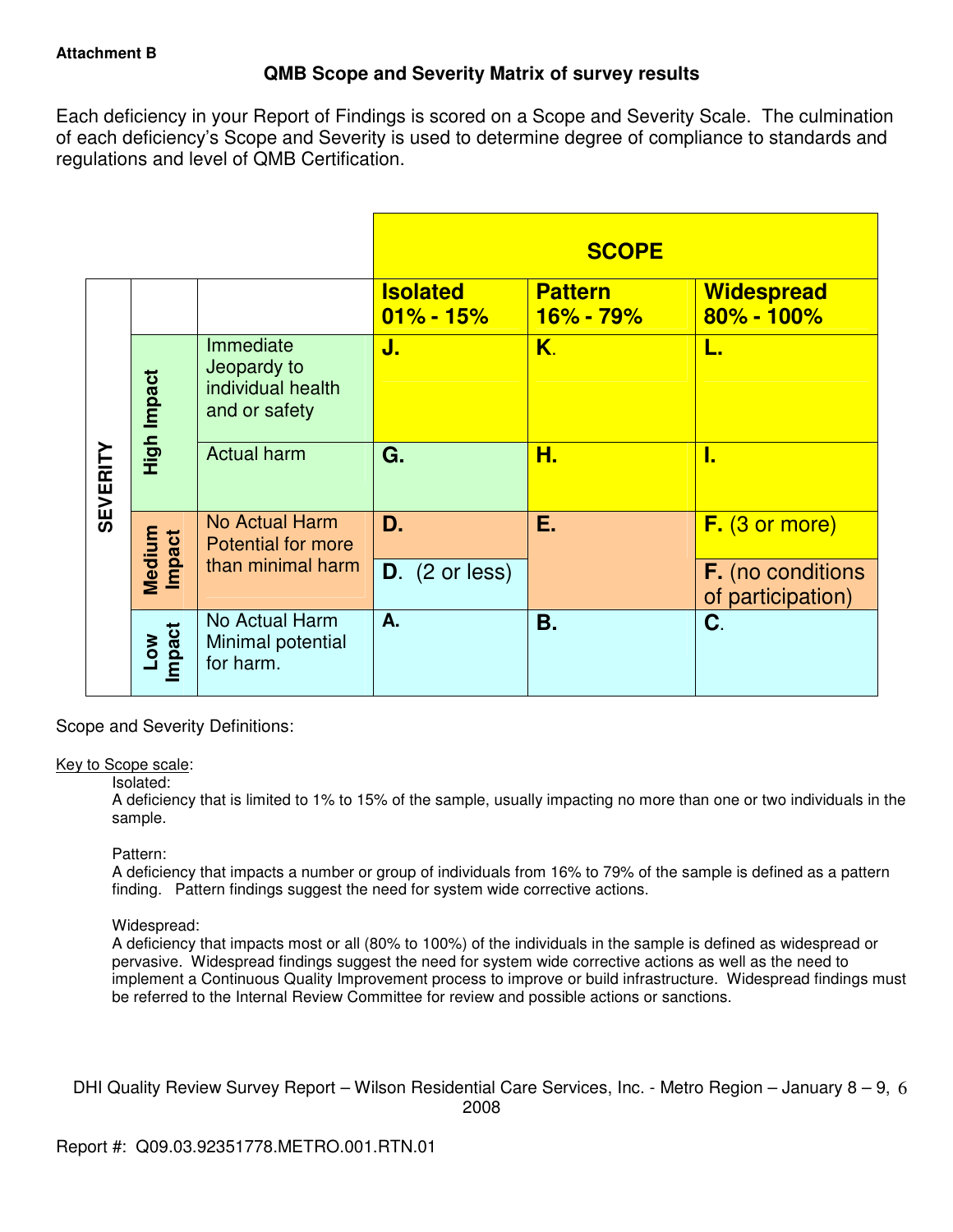**Attachment B**

## QMB Scope and Severity Matrix of survey results

Each deficiency in your Report of Findings is scored on a Scope and Severity Scale. The culmination of each deficiency's Scope and Severity is used to determine degree of compliance to standards and regulations and level of QMB Certification.

| | | | SCOPE | | |
|---|---|---|---|---|---|
| | | | **Isolated 01% - 15%** | **Pattern 16% - 79%** | **Widespread 80% - 100%** |
| SEVERITY | High Impact | Immediate Jeopardy to individual health and or safety | **J.** | **K.** | **L.** |
| | | Actual harm | **G.** | **H.** | **I.** |
| | Medium Impact | No Actual Harm Potential for more than minimal harm | **D.** | **E.** | **F.** (3 or more) |
| | | | **D.** (2 or less) | | **F.** (no conditions of participation) |
| | Low Impact | No Actual Harm Minimal potential for harm. | **A.** | **B.** | **C.** |

Scope and Severity Definitions:

Key to Scope scale:

Isolated:
A deficiency that is limited to 1% to 15% of the sample, usually impacting no more than one or two individuals in the sample.

Pattern:
A deficiency that impacts a number or group of individuals from 16% to 79% of the sample is defined as a pattern finding. Pattern findings suggest the need for system wide corrective actions.

Widespread:
A deficiency that impacts most or all (80% to 100%) of the individuals in the sample is defined as widespread or pervasive. Widespread findings suggest the need for system wide corrective actions as well as the need to implement a Continuous Quality Improvement process to improve or build infrastructure. Widespread findings must be referred to the Internal Review Committee for review and possible actions or sanctions.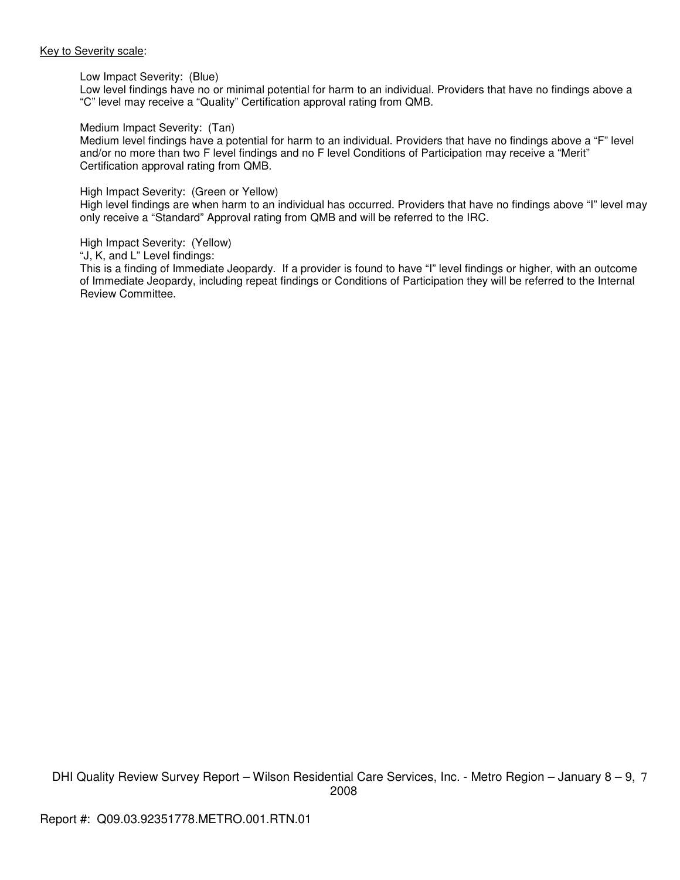<u>Key to Severity scale</u>:

Low Impact Severity: (Blue)
Low level findings have no or minimal potential for harm to an individual. Providers that have no findings above a "C" level may receive a "Quality" Certification approval rating from QMB.

Medium Impact Severity: (Tan)
Medium level findings have a potential for harm to an individual. Providers that have no findings above a "F" level and/or no more than two F level findings and no F level Conditions of Participation may receive a "Merit" Certification approval rating from QMB.

High Impact Severity: (Green or Yellow)
High level findings are when harm to an individual has occurred. Providers that have no findings above "I" level may only receive a "Standard" Approval rating from QMB and will be referred to the IRC.

High Impact Severity: (Yellow)
"J, K, and L" Level findings:
This is a finding of Immediate Jeopardy. If a provider is found to have "I" level findings or higher, with an outcome of Immediate Jeopardy, including repeat findings or Conditions of Participation they will be referred to the Internal Review Committee.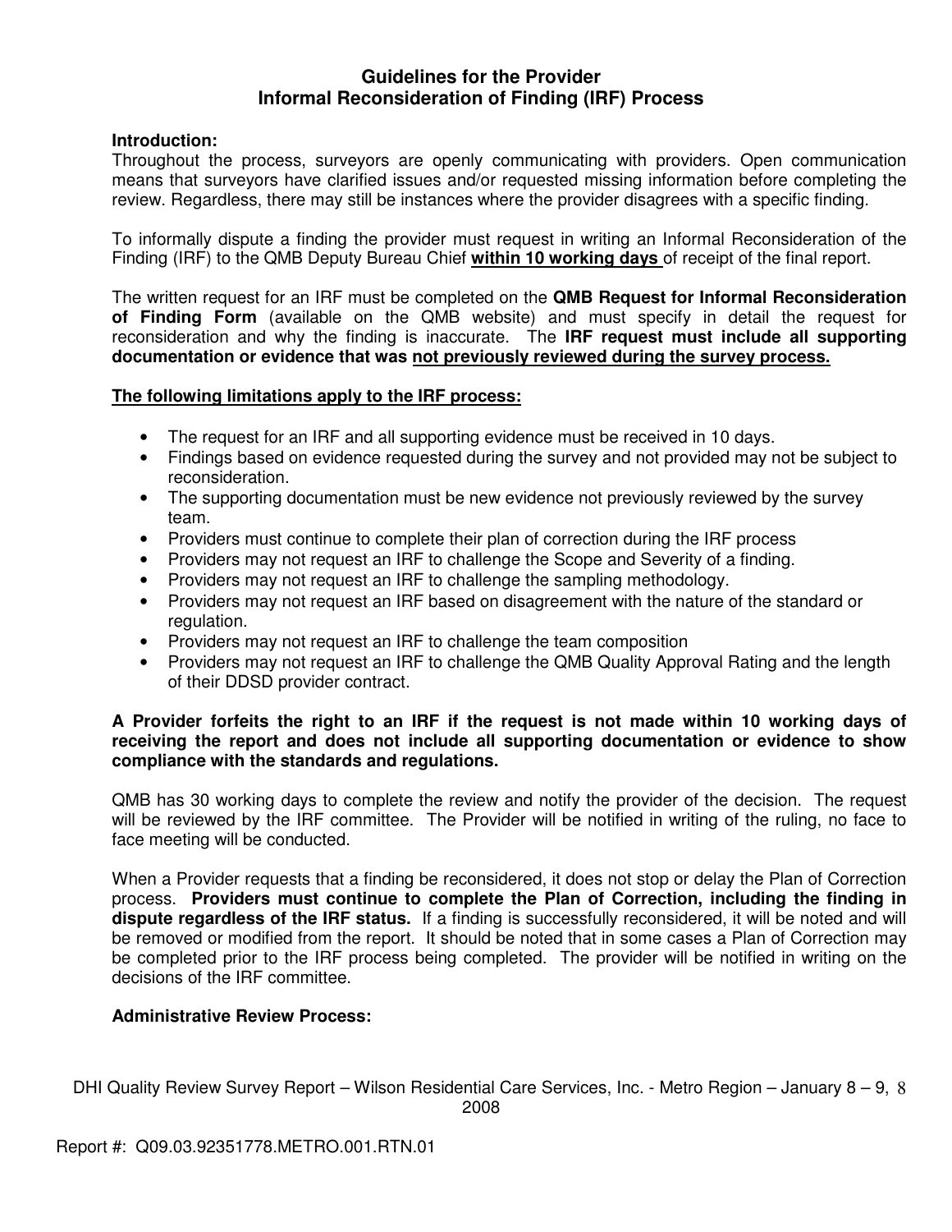## Guidelines for the Provider
## Informal Reconsideration of Finding (IRF) Process

**Introduction:**
Throughout the process, surveyors are openly communicating with providers. Open communication means that surveyors have clarified issues and/or requested missing information before completing the review. Regardless, there may still be instances where the provider disagrees with a specific finding.

To informally dispute a finding the provider must request in writing an Informal Reconsideration of the Finding (IRF) to the QMB Deputy Bureau Chief **<u>within 10 working days</u>** of receipt of the final report.

The written request for an IRF must be completed on the **QMB Request for Informal Reconsideration of Finding Form** (available on the QMB website) and must specify in detail the request for reconsideration and why the finding is inaccurate. The **IRF request must include all supporting documentation or evidence that was <u>not previously reviewed during the survey process.</u>**

**<u>The following limitations apply to the IRF process:</u>**

- The request for an IRF and all supporting evidence must be received in 10 days.
- Findings based on evidence requested during the survey and not provided may not be subject to reconsideration.
- The supporting documentation must be new evidence not previously reviewed by the survey team.
- Providers must continue to complete their plan of correction during the IRF process
- Providers may not request an IRF to challenge the Scope and Severity of a finding.
- Providers may not request an IRF to challenge the sampling methodology.
- Providers may not request an IRF based on disagreement with the nature of the standard or regulation.
- Providers may not request an IRF to challenge the team composition
- Providers may not request an IRF to challenge the QMB Quality Approval Rating and the length of their DDSD provider contract.

**A Provider forfeits the right to an IRF if the request is not made within 10 working days of receiving the report and does not include all supporting documentation or evidence to show compliance with the standards and regulations.**

QMB has 30 working days to complete the review and notify the provider of the decision. The request will be reviewed by the IRF committee. The Provider will be notified in writing of the ruling, no face to face meeting will be conducted.

When a Provider requests that a finding be reconsidered, it does not stop or delay the Plan of Correction process. **Providers must continue to complete the Plan of Correction, including the finding in dispute regardless of the IRF status.** If a finding is successfully reconsidered, it will be noted and will be removed or modified from the report. It should be noted that in some cases a Plan of Correction may be completed prior to the IRF process being completed. The provider will be notified in writing on the decisions of the IRF committee.

**Administrative Review Process:**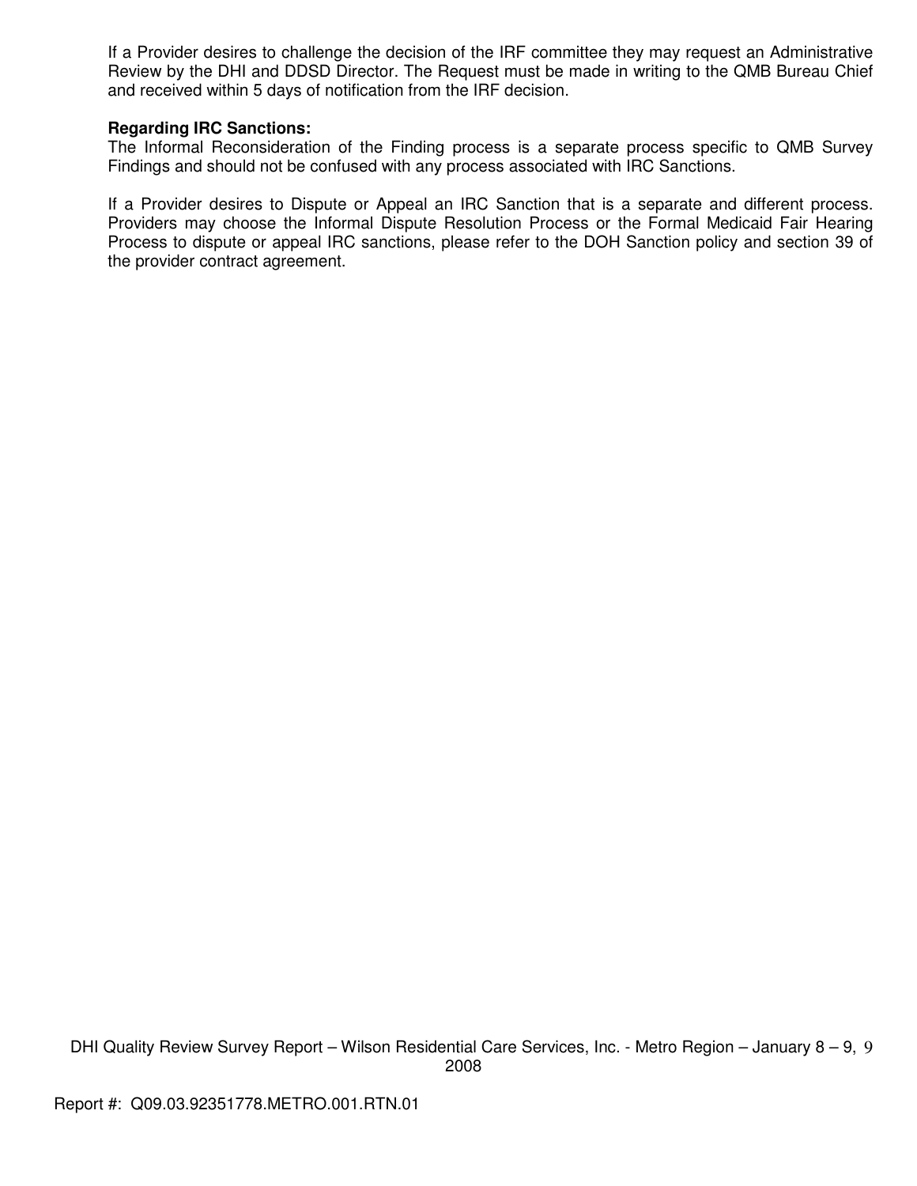If a Provider desires to challenge the decision of the IRF committee they may request an Administrative Review by the DHI and DDSD Director. The Request must be made in writing to the QMB Bureau Chief and received within 5 days of notification from the IRF decision.

**Regarding IRC Sanctions:**
The Informal Reconsideration of the Finding process is a separate process specific to QMB Survey Findings and should not be confused with any process associated with IRC Sanctions.

If a Provider desires to Dispute or Appeal an IRC Sanction that is a separate and different process. Providers may choose the Informal Dispute Resolution Process or the Formal Medicaid Fair Hearing Process to dispute or appeal IRC sanctions, please refer to the DOH Sanction policy and section 39 of the provider contract agreement.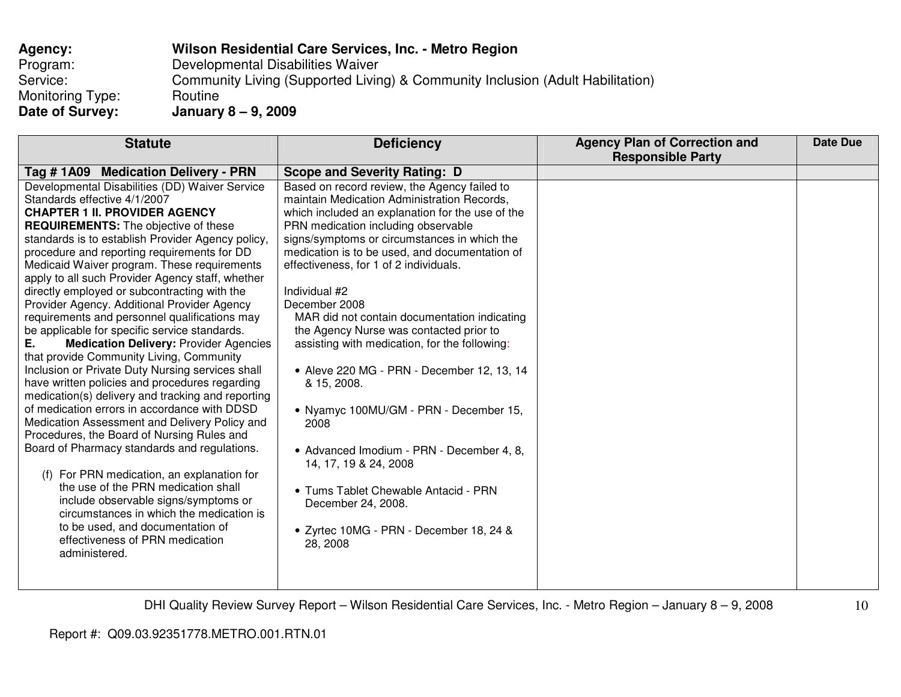**Agency:** **Wilson Residential Care Services, Inc. - Metro Region**
Program: Developmental Disabilities Waiver
Service: Community Living (Supported Living) & Community Inclusion (Adult Habilitation)
Monitoring Type: Routine
**Date of Survey:** **January 8 – 9, 2009**

| Statute | Deficiency | Agency Plan of Correction and Responsible Party | Date Due |
|---|---|---|---|
| **Tag # 1A09 Medication Delivery - PRN** | **Scope and Severity Rating: D** | | |
| Developmental Disabilities (DD) Waiver Service Standards effective 4/1/2007<br>**CHAPTER 1 II. PROVIDER AGENCY REQUIREMENTS:** The objective of these standards is to establish Provider Agency policy, procedure and reporting requirements for DD Medicaid Waiver program. These requirements apply to all such Provider Agency staff, whether directly employed or subcontracting with the Provider Agency. Additional Provider Agency requirements and personnel qualifications may be applicable for specific service standards.<br>**E. Medication Delivery:** Provider Agencies that provide Community Living, Community Inclusion or Private Duty Nursing services shall have written policies and procedures regarding medication(s) delivery and tracking and reporting of medication errors in accordance with DDSD Medication Assessment and Delivery Policy and Procedures, the Board of Nursing Rules and Board of Pharmacy standards and regulations.<br><br>(f) For PRN medication, an explanation for the use of the PRN medication shall include observable signs/symptoms or circumstances in which the medication is to be used, and documentation of effectiveness of PRN medication administered. | Based on record review, the Agency failed to maintain Medication Administration Records, which included an explanation for the use of the PRN medication including observable signs/symptoms or circumstances in which the medication is to be used, and documentation of effectiveness, for 1 of 2 individuals.<br><br>Individual #2<br>December 2008<br>MAR did not contain documentation indicating the Agency Nurse was contacted prior to assisting with medication, for the following:<br><br>• Aleve 220 MG - PRN - December 12, 13, 14 & 15, 2008.<br><br>• Nyamyc 100MU/GM - PRN - December 15, 2008<br><br>• Advanced Imodium - PRN - December 4, 8, 14, 17, 19 & 24, 2008<br><br>• Tums Tablet Chewable Antacid - PRN December 24, 2008.<br><br>• Zyrtec 10MG - PRN - December 18, 24 & 28, 2008 | | |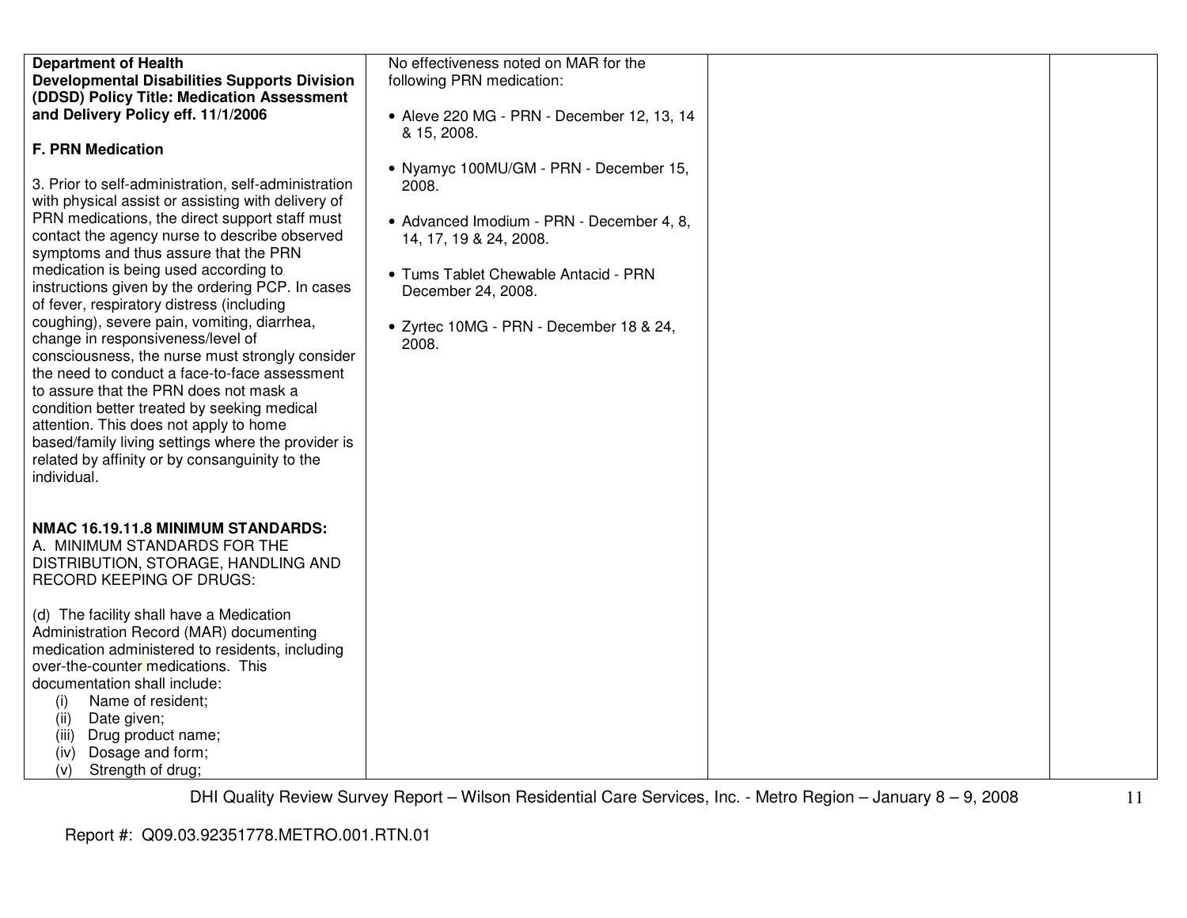| | | | |
|---|---|---|---|
| **Department of Health Developmental Disabilities Supports Division (DDSD) Policy Title: Medication Assessment and Delivery Policy eff. 11/1/2006**<br><br>**F. PRN Medication**<br><br>3. Prior to self-administration, self-administration with physical assist or assisting with delivery of PRN medications, the direct support staff must contact the agency nurse to describe observed symptoms and thus assure that the PRN medication is being used according to instructions given by the ordering PCP. In cases of fever, respiratory distress (including coughing), severe pain, vomiting, diarrhea, change in responsiveness/level of consciousness, the nurse must strongly consider the need to conduct a face-to-face assessment to assure that the PRN does not mask a condition better treated by seeking medical attention. This does not apply to home based/family living settings where the provider is related by affinity or by consanguinity to the individual.<br><br>**NMAC 16.19.11.8 MINIMUM STANDARDS:**<br>A. MINIMUM STANDARDS FOR THE DISTRIBUTION, STORAGE, HANDLING AND RECORD KEEPING OF DRUGS:<br><br>(d) The facility shall have a Medication Administration Record (MAR) documenting medication administered to residents, including over-the-counter medications. This documentation shall include:<br>(i) Name of resident;<br>(ii) Date given;<br>(iii) Drug product name;<br>(iv) Dosage and form;<br>(v) Strength of drug; | No effectiveness noted on MAR for the following PRN medication:<br><br>• Aleve 220 MG - PRN - December 12, 13, 14 & 15, 2008.<br><br>• Nyamyc 100MU/GM - PRN - December 15, 2008.<br><br>• Advanced Imodium - PRN - December 4, 8, 14, 17, 19 & 24, 2008.<br><br>• Tums Tablet Chewable Antacid - PRN December 24, 2008.<br><br>• Zyrtec 10MG - PRN - December 18 & 24, 2008. | | |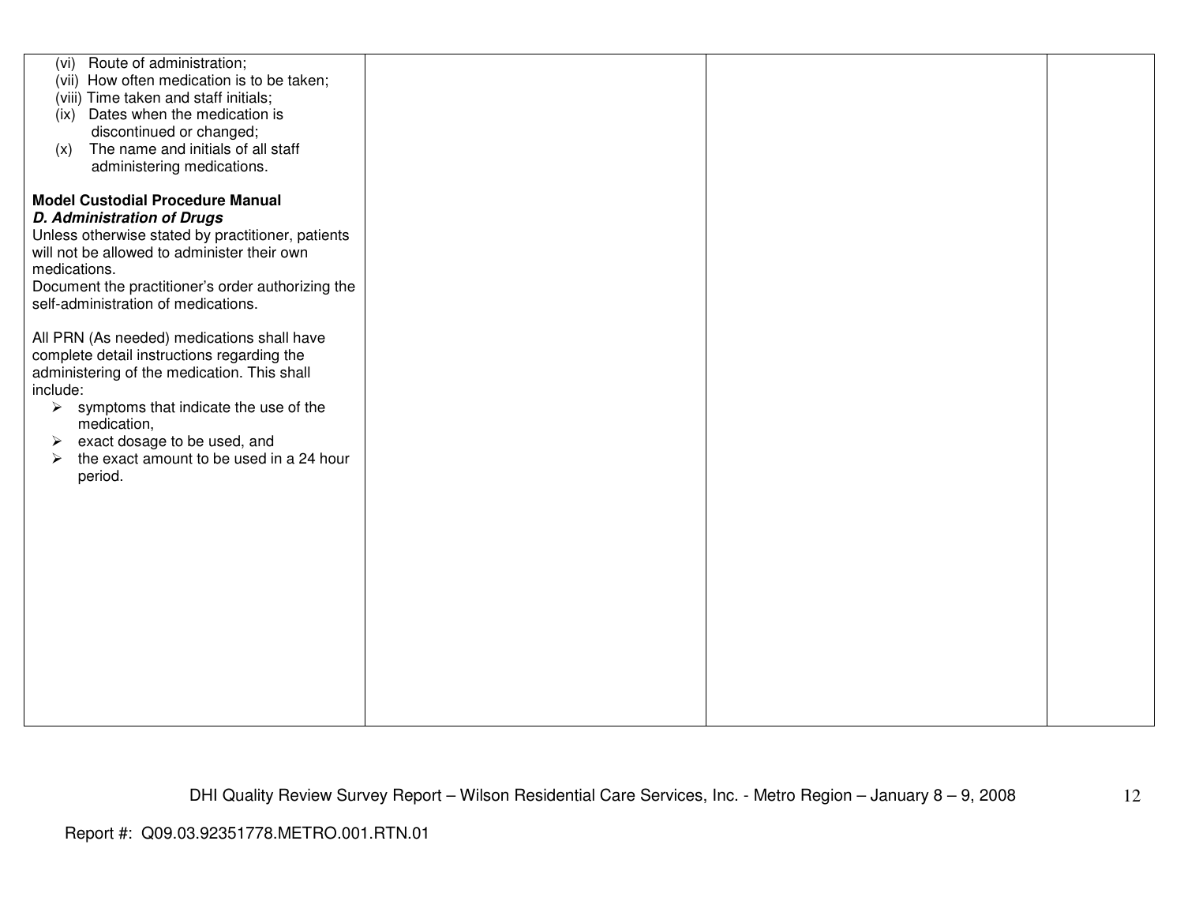| | | | |
|---|---|---|---|
| (vi) Route of administration;<br>(vii) How often medication is to be taken;<br>(viii) Time taken and staff initials;<br>(ix) Dates when the medication is discontinued or changed;<br>(x) The name and initials of all staff administering medications.<br><br>**Model Custodial Procedure Manual**<br>***D. Administration of Drugs***<br>Unless otherwise stated by practitioner, patients will not be allowed to administer their own medications.<br>Document the practitioner's order authorizing the self-administration of medications.<br><br>All PRN (As needed) medications shall have complete detail instructions regarding the administering of the medication. This shall include:<br>➢ symptoms that indicate the use of the medication,<br>➢ exact dosage to be used, and<br>➢ the exact amount to be used in a 24 hour period. | | | |

Report #: Q09.03.92351778.METRO.001.RTN.01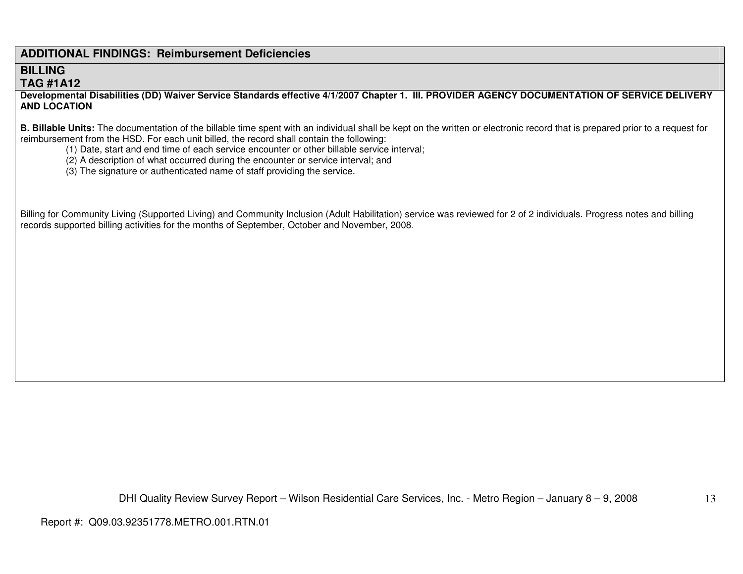## ADDITIONAL FINDINGS: Reimbursement Deficiencies

### BILLING
### TAG #1A12

**Developmental Disabilities (DD) Waiver Service Standards effective 4/1/2007 Chapter 1. III. PROVIDER AGENCY DOCUMENTATION OF SERVICE DELIVERY AND LOCATION**

**B. Billable Units:** The documentation of the billable time spent with an individual shall be kept on the written or electronic record that is prepared prior to a request for reimbursement from the HSD. For each unit billed, the record shall contain the following:

(1) Date, start and end time of each service encounter or other billable service interval;
(2) A description of what occurred during the encounter or service interval; and
(3) The signature or authenticated name of staff providing the service.

Billing for Community Living (Supported Living) and Community Inclusion (Adult Habilitation) service was reviewed for 2 of 2 individuals. Progress notes and billing records supported billing activities for the months of September, October and November, 2008.

DHI Quality Review Survey Report – Wilson Residential Care Services, Inc. - Metro Region – January 8 – 9, 2008

Report #: Q09.03.92351778.METRO.001.RTN.01